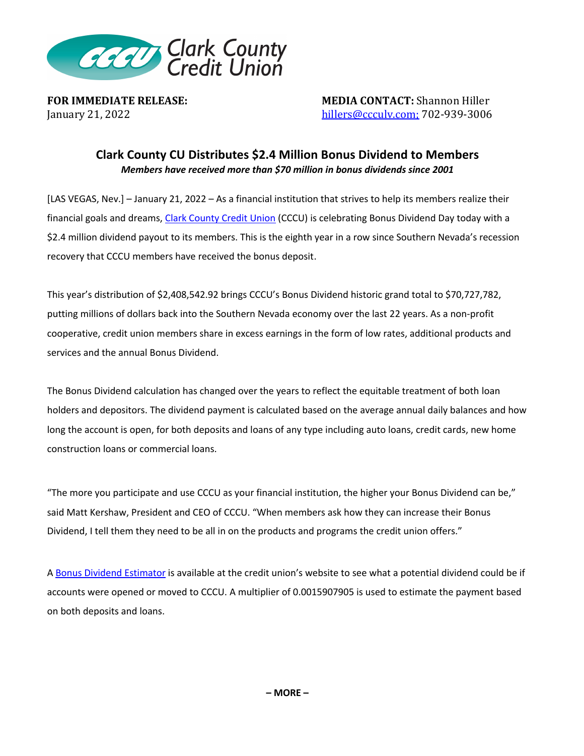Clark County Credit Union

**FOR IMMEDIATE RELEASE:**
January 21, 2022

**MEDIA CONTACT:** Shannon Hiller
hillers@ccculv.com; 702-939-3006

# Clark County CU Distributes $2.4 Million Bonus Dividend to Members

***Members have received more than $70 million in bonus dividends since 2001***

[LAS VEGAS, Nev.] – January 21, 2022 – As a financial institution that strives to help its members realize their financial goals and dreams, Clark County Credit Union (CCCU) is celebrating Bonus Dividend Day today with a $2.4 million dividend payout to its members. This is the eighth year in a row since Southern Nevada's recession recovery that CCCU members have received the bonus deposit.

This year's distribution of $2,408,542.92 brings CCCU's Bonus Dividend historic grand total to $70,727,782, putting millions of dollars back into the Southern Nevada economy over the last 22 years. As a non-profit cooperative, credit union members share in excess earnings in the form of low rates, additional products and services and the annual Bonus Dividend.

The Bonus Dividend calculation has changed over the years to reflect the equitable treatment of both loan holders and depositors. The dividend payment is calculated based on the average annual daily balances and how long the account is open, for both deposits and loans of any type including auto loans, credit cards, new home construction loans or commercial loans.

"The more you participate and use CCCU as your financial institution, the higher your Bonus Dividend can be," said Matt Kershaw, President and CEO of CCCU. "When members ask how they can increase their Bonus Dividend, I tell them they need to be all in on the products and programs the credit union offers."

A Bonus Dividend Estimator is available at the credit union's website to see what a potential dividend could be if accounts were opened or moved to CCCU. A multiplier of 0.0015907905 is used to estimate the payment based on both deposits and loans.

**– MORE –**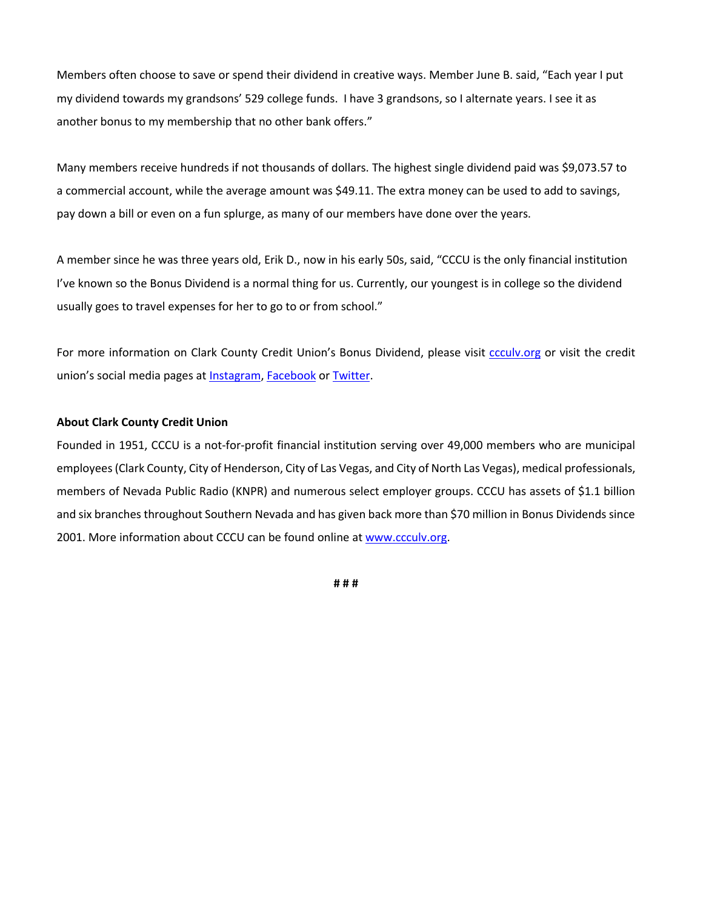Members often choose to save or spend their dividend in creative ways. Member June B. said, "Each year I put my dividend towards my grandsons' 529 college funds. I have 3 grandsons, so I alternate years. I see it as another bonus to my membership that no other bank offers."

Many members receive hundreds if not thousands of dollars. The highest single dividend paid was $9,073.57 to a commercial account, while the average amount was $49.11. The extra money can be used to add to savings, pay down a bill or even on a fun splurge, as many of our members have done over the years.

A member since he was three years old, Erik D., now in his early 50s, said, "CCCU is the only financial institution I've known so the Bonus Dividend is a normal thing for us. Currently, our youngest is in college so the dividend usually goes to travel expenses for her to go to or from school."

For more information on Clark County Credit Union's Bonus Dividend, please visit [ccculv.org](ccculv.org) or visit the credit union's social media pages at Instagram, Facebook or Twitter.

**About Clark County Credit Union**

Founded in 1951, CCCU is a not-for-profit financial institution serving over 49,000 members who are municipal employees (Clark County, City of Henderson, City of Las Vegas, and City of North Las Vegas), medical professionals, members of Nevada Public Radio (KNPR) and numerous select employer groups. CCCU has assets of $1.1 billion and six branches throughout Southern Nevada and has given back more than $70 million in Bonus Dividends since 2001. More information about CCCU can be found online at [www.ccculv.org](www.ccculv.org).

# # #